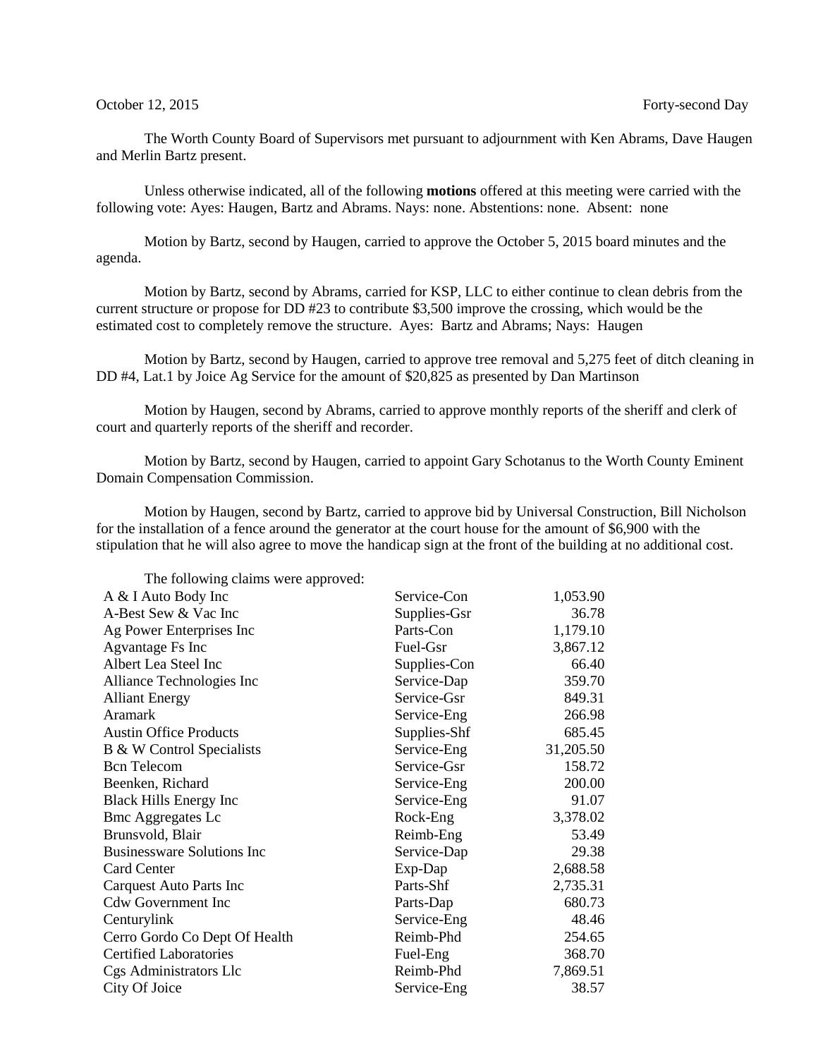October 12, 2015 Forty-second Day

The Worth County Board of Supervisors met pursuant to adjournment with Ken Abrams, Dave Haugen and Merlin Bartz present.

Unless otherwise indicated, all of the following **motions** offered at this meeting were carried with the following vote: Ayes: Haugen, Bartz and Abrams. Nays: none. Abstentions: none. Absent: none

Motion by Bartz, second by Haugen, carried to approve the October 5, 2015 board minutes and the agenda.

Motion by Bartz, second by Abrams, carried for KSP, LLC to either continue to clean debris from the current structure or propose for DD #23 to contribute $3,500 improve the crossing, which would be the estimated cost to completely remove the structure. Ayes: Bartz and Abrams; Nays: Haugen

Motion by Bartz, second by Haugen, carried to approve tree removal and 5,275 feet of ditch cleaning in DD #4, Lat.1 by Joice Ag Service for the amount of $20,825 as presented by Dan Martinson

Motion by Haugen, second by Abrams, carried to approve monthly reports of the sheriff and clerk of court and quarterly reports of the sheriff and recorder.

Motion by Bartz, second by Haugen, carried to appoint Gary Schotanus to the Worth County Eminent Domain Compensation Commission.

Motion by Haugen, second by Bartz, carried to approve bid by Universal Construction, Bill Nicholson for the installation of a fence around the generator at the court house for the amount of $6,900 with the stipulation that he will also agree to move the handicap sign at the front of the building at no additional cost.

The following claims were approved:

| | | |
|---|---|---|
| A & I Auto Body Inc | Service-Con | 1,053.90 |
| A-Best Sew & Vac Inc | Supplies-Gsr | 36.78 |
| Ag Power Enterprises Inc | Parts-Con | 1,179.10 |
| Agvantage Fs Inc | Fuel-Gsr | 3,867.12 |
| Albert Lea Steel Inc | Supplies-Con | 66.40 |
| Alliance Technologies Inc | Service-Dap | 359.70 |
| Alliant Energy | Service-Gsr | 849.31 |
| Aramark | Service-Eng | 266.98 |
| Austin Office Products | Supplies-Shf | 685.45 |
| B & W Control Specialists | Service-Eng | 31,205.50 |
| Bcn Telecom | Service-Gsr | 158.72 |
| Beenken, Richard | Service-Eng | 200.00 |
| Black Hills Energy Inc | Service-Eng | 91.07 |
| Bmc Aggregates Lc | Rock-Eng | 3,378.02 |
| Brunsvold, Blair | Reimb-Eng | 53.49 |
| Businessware Solutions Inc | Service-Dap | 29.38 |
| Card Center | Exp-Dap | 2,688.58 |
| Carquest Auto Parts Inc | Parts-Shf | 2,735.31 |
| Cdw Government Inc | Parts-Dap | 680.73 |
| Centurylink | Service-Eng | 48.46 |
| Cerro Gordo Co Dept Of Health | Reimb-Phd | 254.65 |
| Certified Laboratories | Fuel-Eng | 368.70 |
| Cgs Administrators Llc | Reimb-Phd | 7,869.51 |
| City Of Joice | Service-Eng | 38.57 |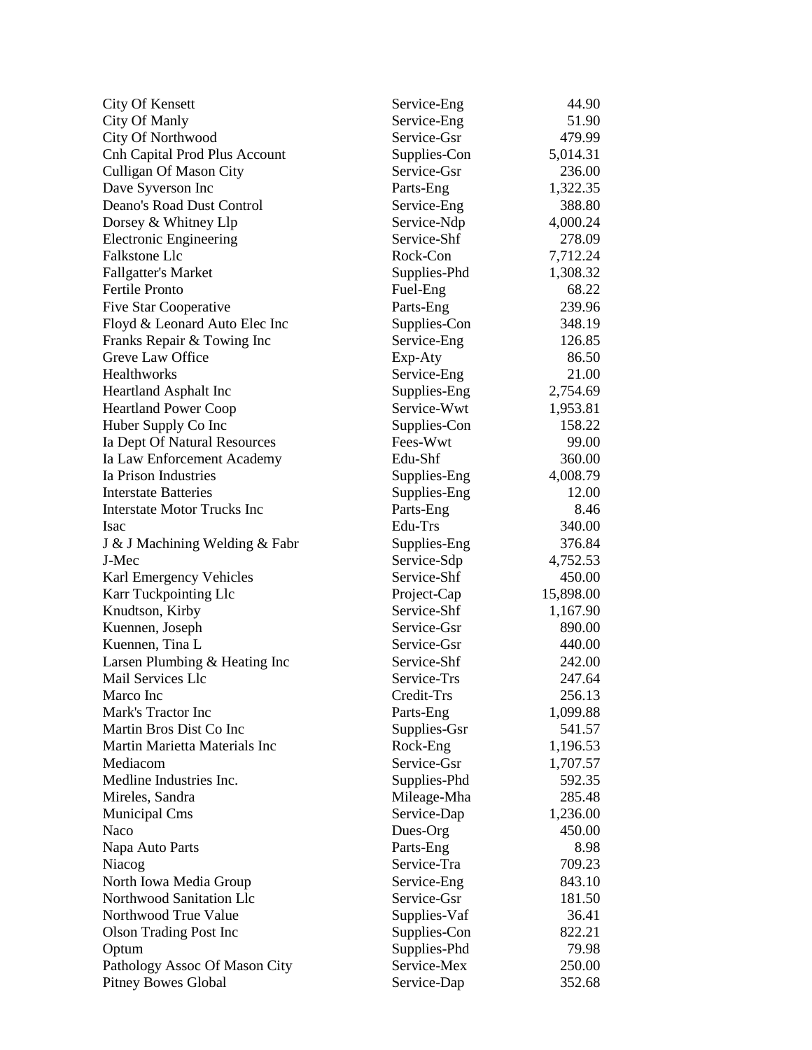| | | |
|---|---|---|
| City Of Kensett | Service-Eng | 44.90 |
| City Of Manly | Service-Eng | 51.90 |
| City Of Northwood | Service-Gsr | 479.99 |
| Cnh Capital Prod Plus Account | Supplies-Con | 5,014.31 |
| Culligan Of Mason City | Service-Gsr | 236.00 |
| Dave Syverson Inc | Parts-Eng | 1,322.35 |
| Deano's Road Dust Control | Service-Eng | 388.80 |
| Dorsey & Whitney Llp | Service-Ndp | 4,000.24 |
| Electronic Engineering | Service-Shf | 278.09 |
| Falkstone Llc | Rock-Con | 7,712.24 |
| Fallgatter's Market | Supplies-Phd | 1,308.32 |
| Fertile Pronto | Fuel-Eng | 68.22 |
| Five Star Cooperative | Parts-Eng | 239.96 |
| Floyd & Leonard Auto Elec Inc | Supplies-Con | 348.19 |
| Franks Repair & Towing Inc | Service-Eng | 126.85 |
| Greve Law Office | Exp-Aty | 86.50 |
| Healthworks | Service-Eng | 21.00 |
| Heartland Asphalt Inc | Supplies-Eng | 2,754.69 |
| Heartland Power Coop | Service-Wwt | 1,953.81 |
| Huber Supply Co Inc | Supplies-Con | 158.22 |
| Ia Dept Of Natural Resources | Fees-Wwt | 99.00 |
| Ia Law Enforcement Academy | Edu-Shf | 360.00 |
| Ia Prison Industries | Supplies-Eng | 4,008.79 |
| Interstate Batteries | Supplies-Eng | 12.00 |
| Interstate Motor Trucks Inc | Parts-Eng | 8.46 |
| Isac | Edu-Trs | 340.00 |
| J & J Machining Welding & Fabr | Supplies-Eng | 376.84 |
| J-Mec | Service-Sdp | 4,752.53 |
| Karl Emergency Vehicles | Service-Shf | 450.00 |
| Karr Tuckpointing Llc | Project-Cap | 15,898.00 |
| Knudtson, Kirby | Service-Shf | 1,167.90 |
| Kuennen, Joseph | Service-Gsr | 890.00 |
| Kuennen, Tina L | Service-Gsr | 440.00 |
| Larsen Plumbing & Heating Inc | Service-Shf | 242.00 |
| Mail Services Llc | Service-Trs | 247.64 |
| Marco Inc | Credit-Trs | 256.13 |
| Mark's Tractor Inc | Parts-Eng | 1,099.88 |
| Martin Bros Dist Co Inc | Supplies-Gsr | 541.57 |
| Martin Marietta Materials Inc | Rock-Eng | 1,196.53 |
| Mediacom | Service-Gsr | 1,707.57 |
| Medline Industries Inc. | Supplies-Phd | 592.35 |
| Mireles, Sandra | Mileage-Mha | 285.48 |
| Municipal Cms | Service-Dap | 1,236.00 |
| Naco | Dues-Org | 450.00 |
| Napa Auto Parts | Parts-Eng | 8.98 |
| Niacog | Service-Tra | 709.23 |
| North Iowa Media Group | Service-Eng | 843.10 |
| Northwood Sanitation Llc | Service-Gsr | 181.50 |
| Northwood True Value | Supplies-Vaf | 36.41 |
| Olson Trading Post Inc | Supplies-Con | 822.21 |
| Optum | Supplies-Phd | 79.98 |
| Pathology Assoc Of Mason City | Service-Mex | 250.00 |
| Pitney Bowes Global | Service-Dap | 352.68 |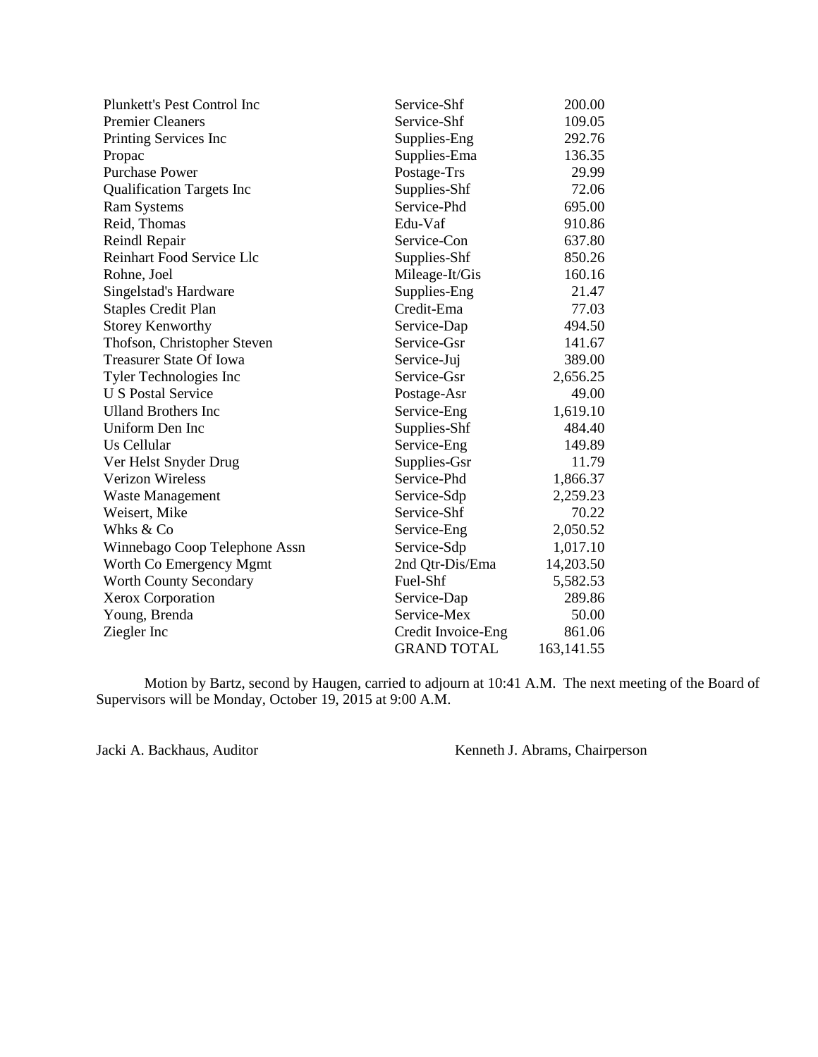| | | |
|---|---|---|
| Plunkett's Pest Control Inc | Service-Shf | 200.00 |
| Premier Cleaners | Service-Shf | 109.05 |
| Printing Services Inc | Supplies-Eng | 292.76 |
| Propac | Supplies-Ema | 136.35 |
| Purchase Power | Postage-Trs | 29.99 |
| Qualification Targets Inc | Supplies-Shf | 72.06 |
| Ram Systems | Service-Phd | 695.00 |
| Reid, Thomas | Edu-Vaf | 910.86 |
| Reindl Repair | Service-Con | 637.80 |
| Reinhart Food Service Llc | Supplies-Shf | 850.26 |
| Rohne, Joel | Mileage-It/Gis | 160.16 |
| Singelstad's Hardware | Supplies-Eng | 21.47 |
| Staples Credit Plan | Credit-Ema | 77.03 |
| Storey Kenworthy | Service-Dap | 494.50 |
| Thofson, Christopher Steven | Service-Gsr | 141.67 |
| Treasurer State Of Iowa | Service-Juj | 389.00 |
| Tyler Technologies Inc | Service-Gsr | 2,656.25 |
| U S Postal Service | Postage-Asr | 49.00 |
| Ulland Brothers Inc | Service-Eng | 1,619.10 |
| Uniform Den Inc | Supplies-Shf | 484.40 |
| Us Cellular | Service-Eng | 149.89 |
| Ver Helst Snyder Drug | Supplies-Gsr | 11.79 |
| Verizon Wireless | Service-Phd | 1,866.37 |
| Waste Management | Service-Sdp | 2,259.23 |
| Weisert, Mike | Service-Shf | 70.22 |
| Whks & Co | Service-Eng | 2,050.52 |
| Winnebago Coop Telephone Assn | Service-Sdp | 1,017.10 |
| Worth Co Emergency Mgmt | 2nd Qtr-Dis/Ema | 14,203.50 |
| Worth County Secondary | Fuel-Shf | 5,582.53 |
| Xerox Corporation | Service-Dap | 289.86 |
| Young, Brenda | Service-Mex | 50.00 |
| Ziegler Inc | Credit Invoice-Eng | 861.06 |
| | GRAND TOTAL | 163,141.55 |

Motion by Bartz, second by Haugen, carried to adjourn at 10:41 A.M. The next meeting of the Board of Supervisors will be Monday, October 19, 2015 at 9:00 A.M.

Jacki A. Backhaus, Auditor

Kenneth J. Abrams, Chairperson